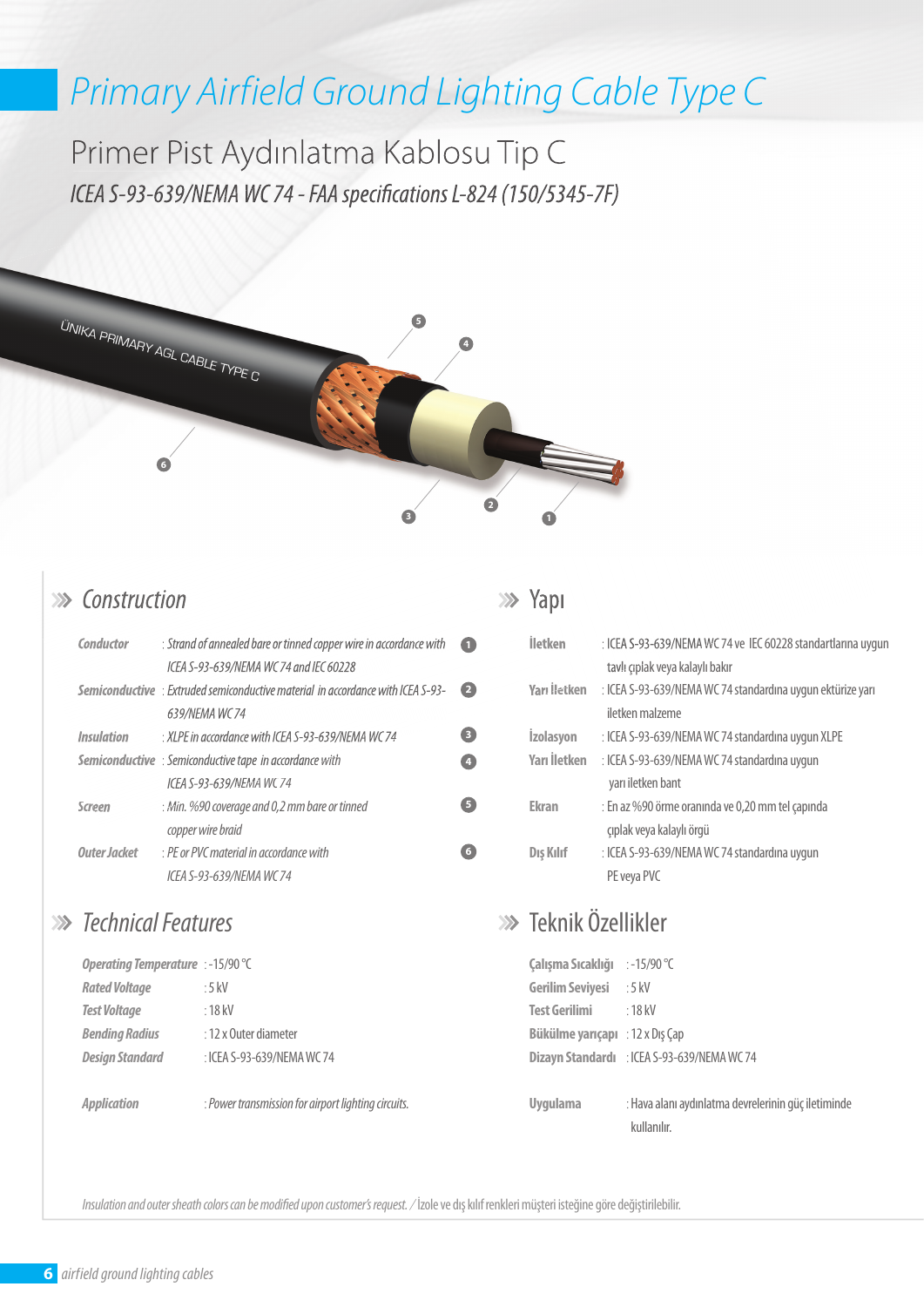# Primary Airfield Ground Lighting Cable Type C

## Primer Pist Aydınlatma Kablosu Tip C

*ICEA S-93-639/NEMA WC 74 - FAA specifications L-824 (150/5345-7F)*

### Construction

| | | |
|---|---|---|
| *Conductor* | *: Strand of annealed bare or tinned copper wire in accordance with ICEA S-93-639/NEMA WC 74 and IEC 60228* | 1 |
| *Semiconductive* | *: Extruded semiconductive material in accordance with ICEA S-93-639/NEMA WC 74* | 2 |
| *Insulation* | *: XLPE in accordance with ICEA S-93-639/NEMA WC 74* | 3 |
| *Semiconductive* | *: Semiconductive tape in accordance with ICEA S-93-639/NEMA WC 74* | 4 |
| *Screen* | *: Min. %90 coverage and 0,2 mm bare or tinned copper wire braid* | 5 |
| *Outer Jacket* | *: PE or PVC material in accordance with ICEA S-93-639/NEMA WC 74* | 6 |

### Yapı

| | |
|---|---|
| **İletken** | : ICEA S-93-639/NEMA WC 74 ve IEC 60228 standartlarına uygun tavlı çıplak veya kalaylı bakır |
| **Yarı İletken** | : ICEA S-93-639/NEMA WC 74 standardına uygun ektürize yarı iletken malzeme |
| **İzolasyon** | : ICEA S-93-639/NEMA WC 74 standardına uygun XLPE |
| **Yarı İletken** | : ICEA S-93-639/NEMA WC 74 standardına uygun yarı iletken bant |
| **Ekran** | : En az %90 örme oranında ve 0,20 mm tel çapında çıplak veya kalaylı örgü |
| **Dış Kılıf** | : ICEA S-93-639/NEMA WC 74 standardına uygun PE veya PVC |

### Technical Features

| | |
|---|---|
| ***Operating Temperature*** | : -15/90 °C |
| ***Rated Voltage*** | : 5 kV |
| ***Test Voltage*** | : 18 kV |
| ***Bending Radius*** | : 12 x Outer diameter |
| ***Design Standard*** | : ICEA S-93-639/NEMA WC 74 |
| ***Application*** | *: Power transmission for airport lighting circuits.* |

### Teknik Özellikler

| | |
|---|---|
| **Çalışma Sıcaklığı** | : -15/90 °C |
| **Gerilim Seviyesi** | : 5 kV |
| **Test Gerilimi** | : 18 kV |
| **Bükülme yarıçapı** | : 12 x Dış Çap |
| **Dizayn Standardı** | : ICEA S-93-639/NEMA WC 74 |
| **Uygulama** | : Hava alanı aydınlatma devrelerinin güç iletiminde kullanılır. |

*Insulation and outer sheath colors can be modified upon customer's request.* / İzole ve dış kılıf renkleri müşteri isteğine göre değiştirilebilir.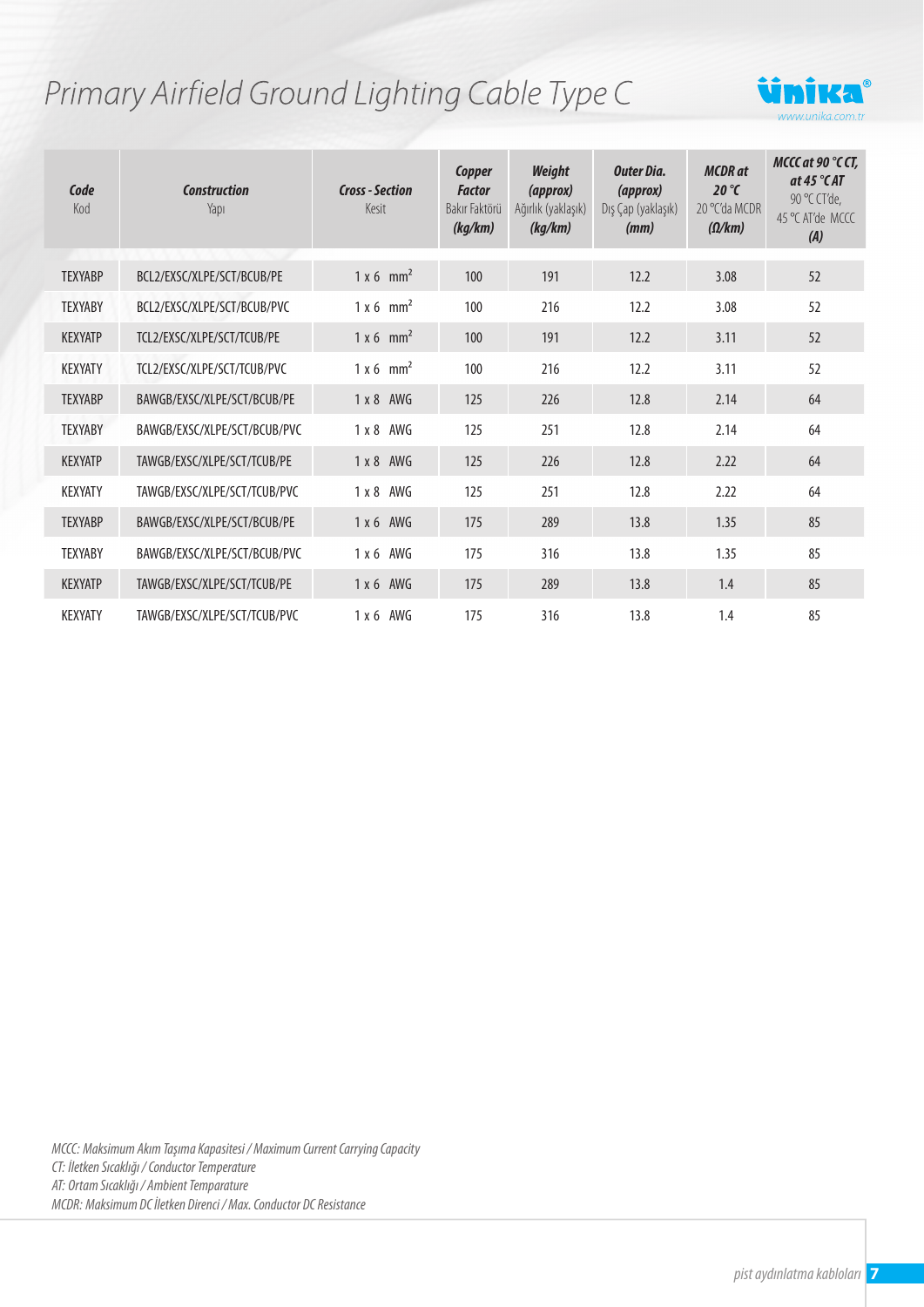# Primary Airfield Ground Lighting Cable Type C

| **Code** Kod | **Construction** Yapı | **Cross - Section** Kesit | **Copper Factor** Bakır Faktörü **(kg/km)** | **Weight (approx)** Ağırlık (yaklaşık) **(kg/km)** | **Outer Dia. (approx)** Dış Çap (yaklaşık) **(mm)** | **MCDR at 20 °C** 20 °C'da MCDR **(Ω/km)** | **MCCC at 90 °C CT, at 45 °C AT** 90 °C CT'de, 45 °C AT'de MCCC **(A)** |
|---|---|---|---|---|---|---|---|
| TEXYABP | BCL2/EXSC/XLPE/SCT/BCUB/PE | 1 x 6 $mm^2$ | 100 | 191 | 12.2 | 3.08 | 52 |
| TEXYABY | BCL2/EXSC/XLPE/SCT/BCUB/PVC | 1 x 6 $mm^2$ | 100 | 216 | 12.2 | 3.08 | 52 |
| KEXYATP | TCL2/EXSC/XLPE/SCT/TCUB/PE | 1 x 6 $mm^2$ | 100 | 191 | 12.2 | 3.11 | 52 |
| KEXYATY | TCL2/EXSC/XLPE/SCT/TCUB/PVC | 1 x 6 $mm^2$ | 100 | 216 | 12.2 | 3.11 | 52 |
| TEXYABP | BAWGB/EXSC/XLPE/SCT/BCUB/PE | 1 x 8 AWG | 125 | 226 | 12.8 | 2.14 | 64 |
| TEXYABY | BAWGB/EXSC/XLPE/SCT/BCUB/PVC | 1 x 8 AWG | 125 | 251 | 12.8 | 2.14 | 64 |
| KEXYATP | TAWGB/EXSC/XLPE/SCT/TCUB/PE | 1 x 8 AWG | 125 | 226 | 12.8 | 2.22 | 64 |
| KEXYATY | TAWGB/EXSC/XLPE/SCT/TCUB/PVC | 1 x 8 AWG | 125 | 251 | 12.8 | 2.22 | 64 |
| TEXYABP | BAWGB/EXSC/XLPE/SCT/BCUB/PE | 1 x 6 AWG | 175 | 289 | 13.8 | 1.35 | 85 |
| TEXYABY | BAWGB/EXSC/XLPE/SCT/BCUB/PVC | 1 x 6 AWG | 175 | 316 | 13.8 | 1.35 | 85 |
| KEXYATP | TAWGB/EXSC/XLPE/SCT/TCUB/PE | 1 x 6 AWG | 175 | 289 | 13.8 | 1.4 | 85 |
| KEXYATY | TAWGB/EXSC/XLPE/SCT/TCUB/PVC | 1 x 6 AWG | 175 | 316 | 13.8 | 1.4 | 85 |

*MCCC: Maksimum Akım Taşıma Kapasitesi / Maximum Current Carrying Capacity*
*CT: İletken Sıcaklığı / Conductor Temperature*
*AT: Ortam Sıcaklığı / Ambient Temparature*
*MCDR: Maksimum DC İletken Direnci / Max. Conductor DC Resistance*